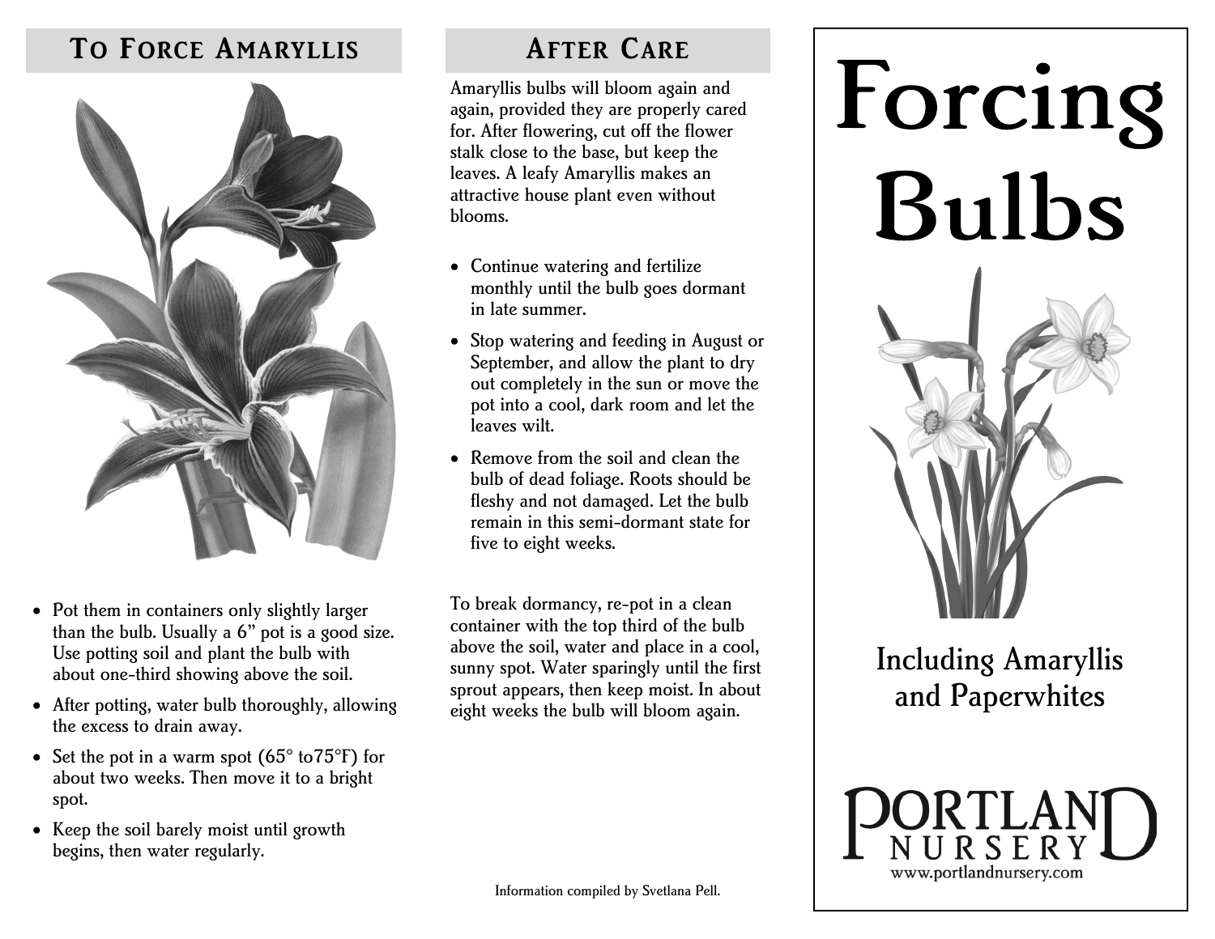## To Force Amaryllis

- Pot them in containers only slightly larger than the bulb. Usually a 6" pot is a good size. Use potting soil and plant the bulb with about one-third showing above the soil.
- After potting, water bulb thoroughly, allowing the excess to drain away.
- Set the pot in a warm spot (65° to75°F) for about two weeks. Then move it to a bright spot.
- Keep the soil barely moist until growth begins, then water regularly.

## After Care

Amaryllis bulbs will bloom again and again, provided they are properly cared for. After flowering, cut off the flower stalk close to the base, but keep the leaves. A leafy Amaryllis makes an attractive house plant even without blooms.

- Continue watering and fertilize monthly until the bulb goes dormant in late summer.
- Stop watering and feeding in August or September, and allow the plant to dry out completely in the sun or move the pot into a cool, dark room and let the leaves wilt.
- Remove from the soil and clean the bulb of dead foliage. Roots should be fleshy and not damaged. Let the bulb remain in this semi-dormant state for five to eight weeks.

To break dormancy, re-pot in a clean container with the top third of the bulb above the soil, water and place in a cool, sunny spot. Water sparingly until the first sprout appears, then keep moist. In about eight weeks the bulb will bloom again.

Information compiled by Svetlana Pell.

# Forcing Bulbs

Including Amaryllis and Paperwhites

Portland Nursery

www.portlandnursery.com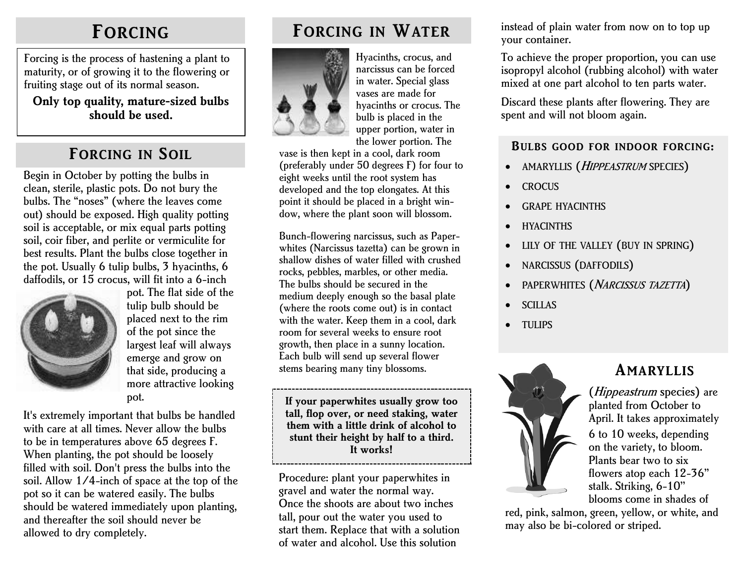## FORCING

Forcing is the process of hastening a plant to maturity, or of growing it to the flowering or fruiting stage out of its normal season.

**Only top quality, mature-sized bulbs should be used.**

## FORCING IN SOIL

Begin in October by potting the bulbs in clean, sterile, plastic pots. Do not bury the bulbs. The "noses" (where the leaves come out) should be exposed. High quality potting soil is acceptable, or mix equal parts potting soil, coir fiber, and perlite or vermiculite for best results. Plant the bulbs close together in the pot. Usually 6 tulip bulbs, 3 hyacinths, 6 daffodils, or 15 crocus, will fit into a 6-inch pot. The flat side of the tulip bulb should be placed next to the rim of the pot since the largest leaf will always emerge and grow on that side, producing a more attractive looking pot.

It's extremely important that bulbs be handled with care at all times. Never allow the bulbs to be in temperatures above 65 degrees F. When planting, the pot should be loosely filled with soil. Don't press the bulbs into the soil. Allow 1/4-inch of space at the top of the pot so it can be watered easily. The bulbs should be watered immediately upon planting, and thereafter the soil should never be allowed to dry completely.

## FORCING IN WATER

Hyacinths, crocus, and narcissus can be forced in water. Special glass vases are made for hyacinths or crocus. The bulb is placed in the upper portion, water in the lower portion. The vase is then kept in a cool, dark room (preferably under 50 degrees F) for four to eight weeks until the root system has developed and the top elongates. At this point it should be placed in a bright window, where the plant soon will blossom.

Bunch-flowering narcissus, such as Paperwhites (Narcissus tazetta) can be grown in shallow dishes of water filled with crushed rocks, pebbles, marbles, or other media. The bulbs should be secured in the medium deeply enough so the basal plate (where the roots come out) is in contact with the water. Keep them in a cool, dark room for several weeks to ensure root growth, then place in a sunny location. Each bulb will send up several flower stems bearing many tiny blossoms.

**If your paperwhites usually grow too tall, flop over, or need staking, water them with a little drink of alcohol to stunt their height by half to a third. It works!**

Procedure: plant your paperwhites in gravel and water the normal way. Once the shoots are about two inches tall, pour out the water you used to start them. Replace that with a solution of water and alcohol. Use this solution instead of plain water from now on to top up your container.

To achieve the proper proportion, you can use isopropyl alcohol (rubbing alcohol) with water mixed at one part alcohol to ten parts water.

Discard these plants after flowering. They are spent and will not bloom again.

### BULBS GOOD FOR INDOOR FORCING:

- AMARYLLIS (*HIPPEASTRUM* SPECIES)
- CROCUS
- GRAPE HYACINTHS
- HYACINTHS
- LILY OF THE VALLEY (BUY IN SPRING)
- NARCISSUS (DAFFODILS)
- PAPERWHITES (*NARCISSUS TAZETTA*)
- SCILLAS
- TULIPS

## AMARYLLIS

(*Hippeastrum* species) are planted from October to April. It takes approximately 6 to 10 weeks, depending on the variety, to bloom. Plants bear two to six flowers atop each 12-36" stalk. Striking, 6-10" blooms come in shades of red, pink, salmon, green, yellow, or white, and may also be bi-colored or striped.